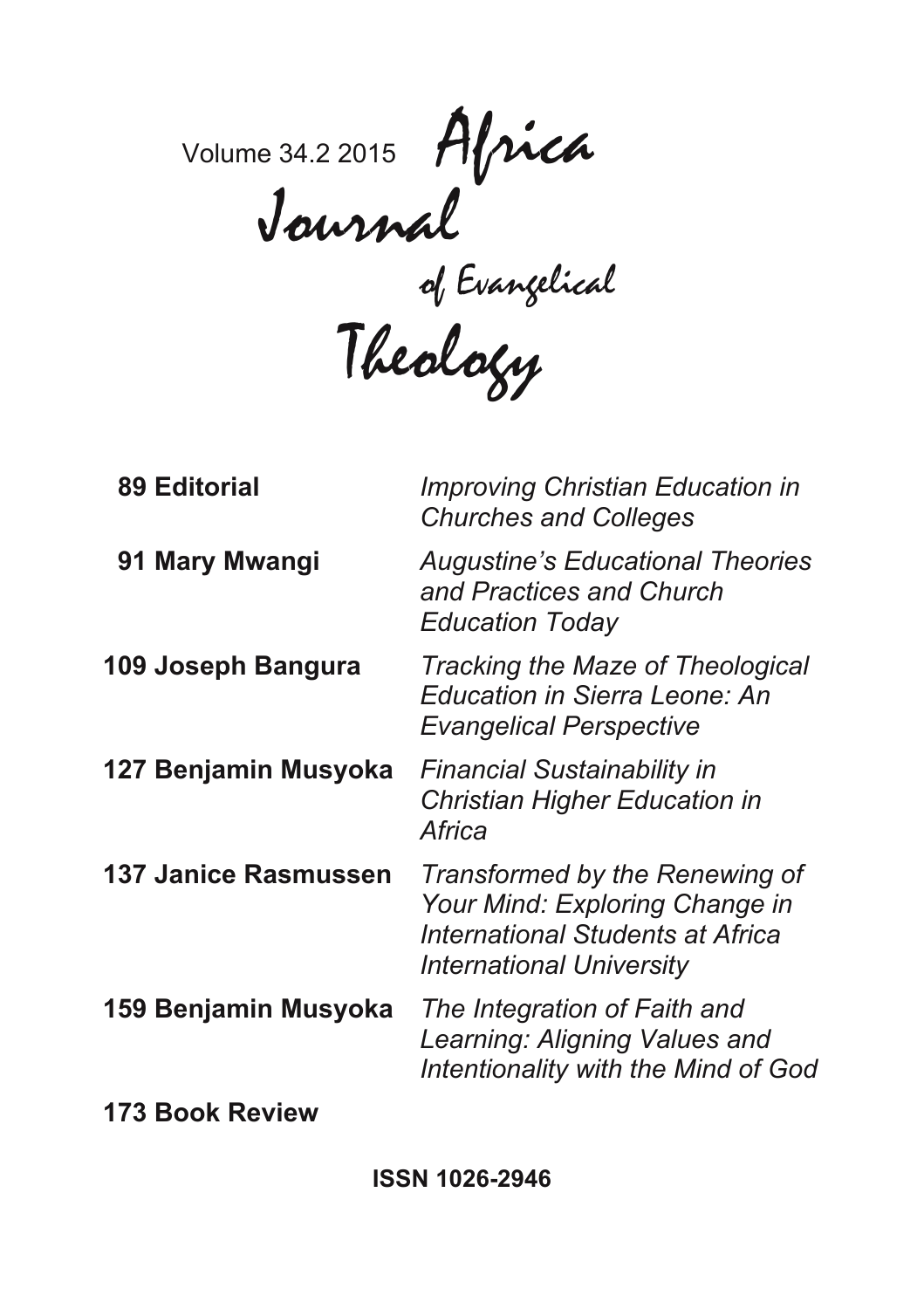Volume 34.2 2015

# Africa Journal of Evangelical Theology

| | |
|---|---|
| **89 Editorial** | *Improving Christian Education in Churches and Colleges* |
| **91 Mary Mwangi** | *Augustine's Educational Theories and Practices and Church Education Today* |
| **109 Joseph Bangura** | *Tracking the Maze of Theological Education in Sierra Leone: An Evangelical Perspective* |
| **127 Benjamin Musyoka** | *Financial Sustainability in Christian Higher Education in Africa* |
| **137 Janice Rasmussen** | *Transformed by the Renewing of Your Mind: Exploring Change in International Students at Africa International University* |
| **159 Benjamin Musyoka** | *The Integration of Faith and Learning: Aligning Values and Intentionality with the Mind of God* |
| **173 Book Review** | |

**ISSN 1026-2946**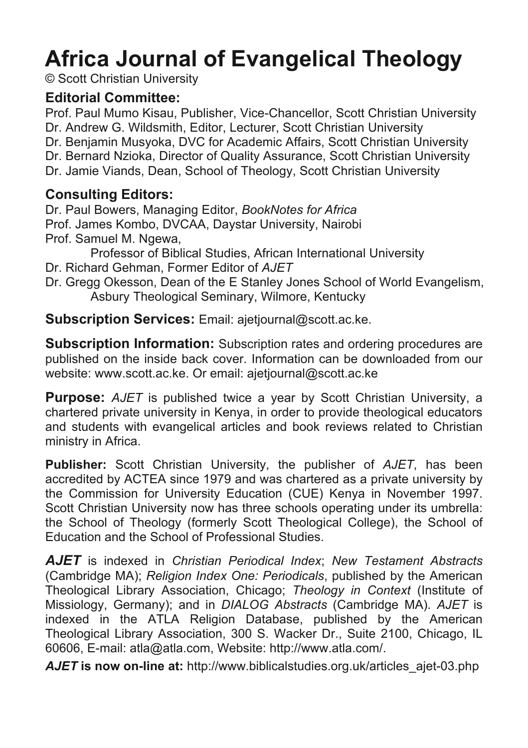# Africa Journal of Evangelical Theology

© Scott Christian University

### Editorial Committee:

Prof. Paul Mumo Kisau, Publisher, Vice-Chancellor, Scott Christian University
Dr. Andrew G. Wildsmith, Editor, Lecturer, Scott Christian University
Dr. Benjamin Musyoka, DVC for Academic Affairs, Scott Christian University
Dr. Bernard Nzioka, Director of Quality Assurance, Scott Christian University
Dr. Jamie Viands, Dean, School of Theology, Scott Christian University

### Consulting Editors:

Dr. Paul Bowers, Managing Editor, *BookNotes for Africa*
Prof. James Kombo, DVCAA, Daystar University, Nairobi
Prof. Samuel M. Ngewa,
Professor of Biblical Studies, African International University
Dr. Richard Gehman, Former Editor of *AJET*
Dr. Gregg Okesson, Dean of the E Stanley Jones School of World Evangelism, Asbury Theological Seminary, Wilmore, Kentucky

**Subscription Services:** Email: ajetjournal@scott.ac.ke.

**Subscription Information:** Subscription rates and ordering procedures are published on the inside back cover. Information can be downloaded from our website: www.scott.ac.ke. Or email: ajetjournal@scott.ac.ke

**Purpose:** *AJET* is published twice a year by Scott Christian University, a chartered private university in Kenya, in order to provide theological educators and students with evangelical articles and book reviews related to Christian ministry in Africa.

**Publisher:** Scott Christian University, the publisher of *AJET*, has been accredited by ACTEA since 1979 and was chartered as a private university by the Commission for University Education (CUE) Kenya in November 1997. Scott Christian University now has three schools operating under its umbrella: the School of Theology (formerly Scott Theological College), the School of Education and the School of Professional Studies.

***AJET*** is indexed in *Christian Periodical Index*; *New Testament Abstracts* (Cambridge MA); *Religion Index One: Periodicals*, published by the American Theological Library Association, Chicago; *Theology in Context* (Institute of Missiology, Germany); and in *DIALOG Abstracts* (Cambridge MA). *AJET* is indexed in the ATLA Religion Database, published by the American Theological Library Association, 300 S. Wacker Dr., Suite 2100, Chicago, IL 60606, E-mail: atla@atla.com, Website: http://www.atla.com/.

***AJET* is now on-line at:** http://www.biblicalstudies.org.uk/articles_ajet-03.php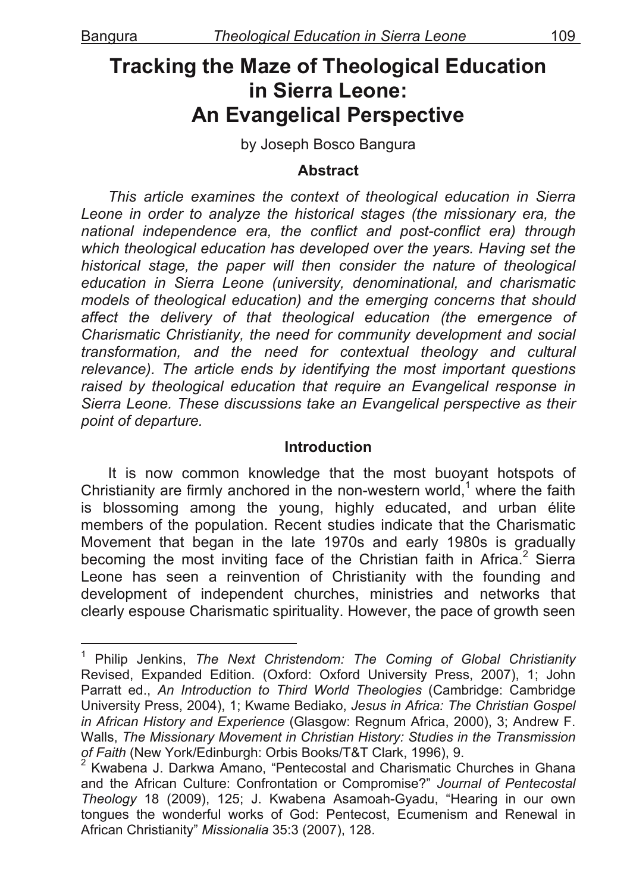# Tracking the Maze of Theological Education in Sierra Leone: An Evangelical Perspective

by Joseph Bosco Bangura

### Abstract

*This article examines the context of theological education in Sierra Leone in order to analyze the historical stages (the missionary era, the national independence era, the conflict and post-conflict era) through which theological education has developed over the years. Having set the historical stage, the paper will then consider the nature of theological education in Sierra Leone (university, denominational, and charismatic models of theological education) and the emerging concerns that should affect the delivery of that theological education (the emergence of Charismatic Christianity, the need for community development and social transformation, and the need for contextual theology and cultural relevance). The article ends by identifying the most important questions raised by theological education that require an Evangelical response in Sierra Leone. These discussions take an Evangelical perspective as their point of departure.*

### Introduction

It is now common knowledge that the most buoyant hotspots of Christianity are firmly anchored in the non-western world,[1] where the faith is blossoming among the young, highly educated, and urban élite members of the population. Recent studies indicate that the Charismatic Movement that began in the late 1970s and early 1980s is gradually becoming the most inviting face of the Christian faith in Africa.[2] Sierra Leone has seen a reinvention of Christianity with the founding and development of independent churches, ministries and networks that clearly espouse Charismatic spirituality. However, the pace of growth seen

---

[1] Philip Jenkins, *The Next Christendom: The Coming of Global Christianity* Revised, Expanded Edition. (Oxford: Oxford University Press, 2007), 1; John Parratt ed., *An Introduction to Third World Theologies* (Cambridge: Cambridge University Press, 2004), 1; Kwame Bediako, *Jesus in Africa: The Christian Gospel in African History and Experience* (Glasgow: Regnum Africa, 2000), 3; Andrew F. Walls, *The Missionary Movement in Christian History: Studies in the Transmission of Faith* (New York/Edinburgh: Orbis Books/T&T Clark, 1996), 9.

[2] Kwabena J. Darkwa Amano, "Pentecostal and Charismatic Churches in Ghana and the African Culture: Confrontation or Compromise?" *Journal of Pentecostal Theology* 18 (2009), 125; J. Kwabena Asamoah-Gyadu, "Hearing in our own tongues the wonderful works of God: Pentecost, Ecumenism and Renewal in African Christianity" *Missionalia* 35:3 (2007), 128.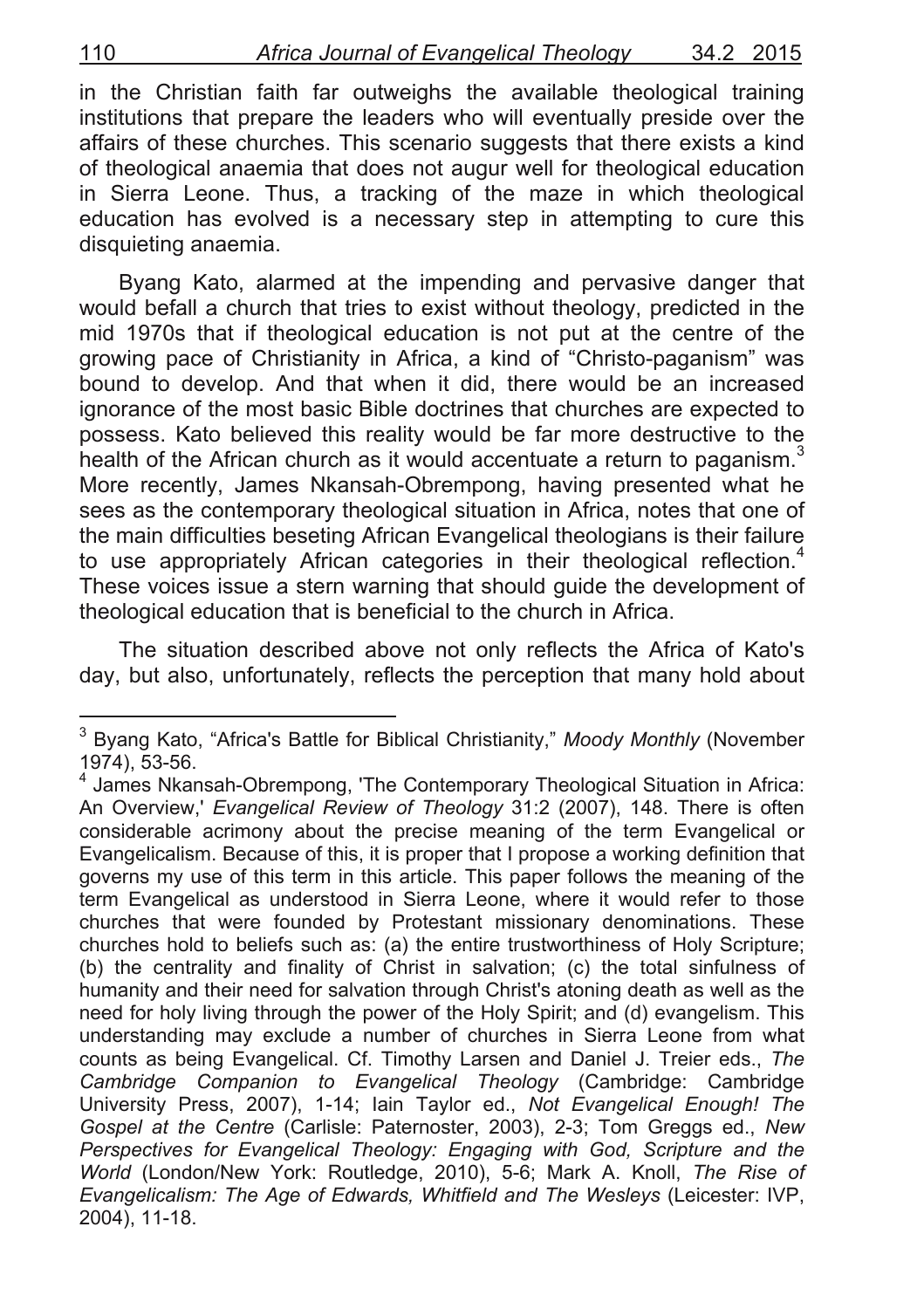in the Christian faith far outweighs the available theological training institutions that prepare the leaders who will eventually preside over the affairs of these churches. This scenario suggests that there exists a kind of theological anaemia that does not augur well for theological education in Sierra Leone. Thus, a tracking of the maze in which theological education has evolved is a necessary step in attempting to cure this disquieting anaemia.

Byang Kato, alarmed at the impending and pervasive danger that would befall a church that tries to exist without theology, predicted in the mid 1970s that if theological education is not put at the centre of the growing pace of Christianity in Africa, a kind of "Christo-paganism" was bound to develop. And that when it did, there would be an increased ignorance of the most basic Bible doctrines that churches are expected to possess. Kato believed this reality would be far more destructive to the health of the African church as it would accentuate a return to paganism.[3] More recently, James Nkansah-Obrempong, having presented what he sees as the contemporary theological situation in Africa, notes that one of the main difficulties beseting African Evangelical theologians is their failure to use appropriately African categories in their theological reflection.[4] These voices issue a stern warning that should guide the development of theological education that is beneficial to the church in Africa.

The situation described above not only reflects the Africa of Kato's day, but also, unfortunately, reflects the perception that many hold about

---

[3] Byang Kato, "Africa's Battle for Biblical Christianity," *Moody Monthly* (November 1974), 53-56.

[4] James Nkansah-Obrempong, 'The Contemporary Theological Situation in Africa: An Overview,' *Evangelical Review of Theology* 31:2 (2007), 148. There is often considerable acrimony about the precise meaning of the term Evangelical or Evangelicalism. Because of this, it is proper that I propose a working definition that governs my use of this term in this article. This paper follows the meaning of the term Evangelical as understood in Sierra Leone, where it would refer to those churches that were founded by Protestant missionary denominations. These churches hold to beliefs such as: (a) the entire trustworthiness of Holy Scripture; (b) the centrality and finality of Christ in salvation; (c) the total sinfulness of humanity and their need for salvation through Christ's atoning death as well as the need for holy living through the power of the Holy Spirit; and (d) evangelism. This understanding may exclude a number of churches in Sierra Leone from what counts as being Evangelical. Cf. Timothy Larsen and Daniel J. Treier eds., *The Cambridge Companion to Evangelical Theology* (Cambridge: Cambridge University Press, 2007), 1-14; Iain Taylor ed., *Not Evangelical Enough! The Gospel at the Centre* (Carlisle: Paternoster, 2003), 2-3; Tom Greggs ed., *New Perspectives for Evangelical Theology: Engaging with God, Scripture and the World* (London/New York: Routledge, 2010), 5-6; Mark A. Knoll, *The Rise of Evangelicalism: The Age of Edwards, Whitfield and The Wesleys* (Leicester: IVP, 2004), 11-18.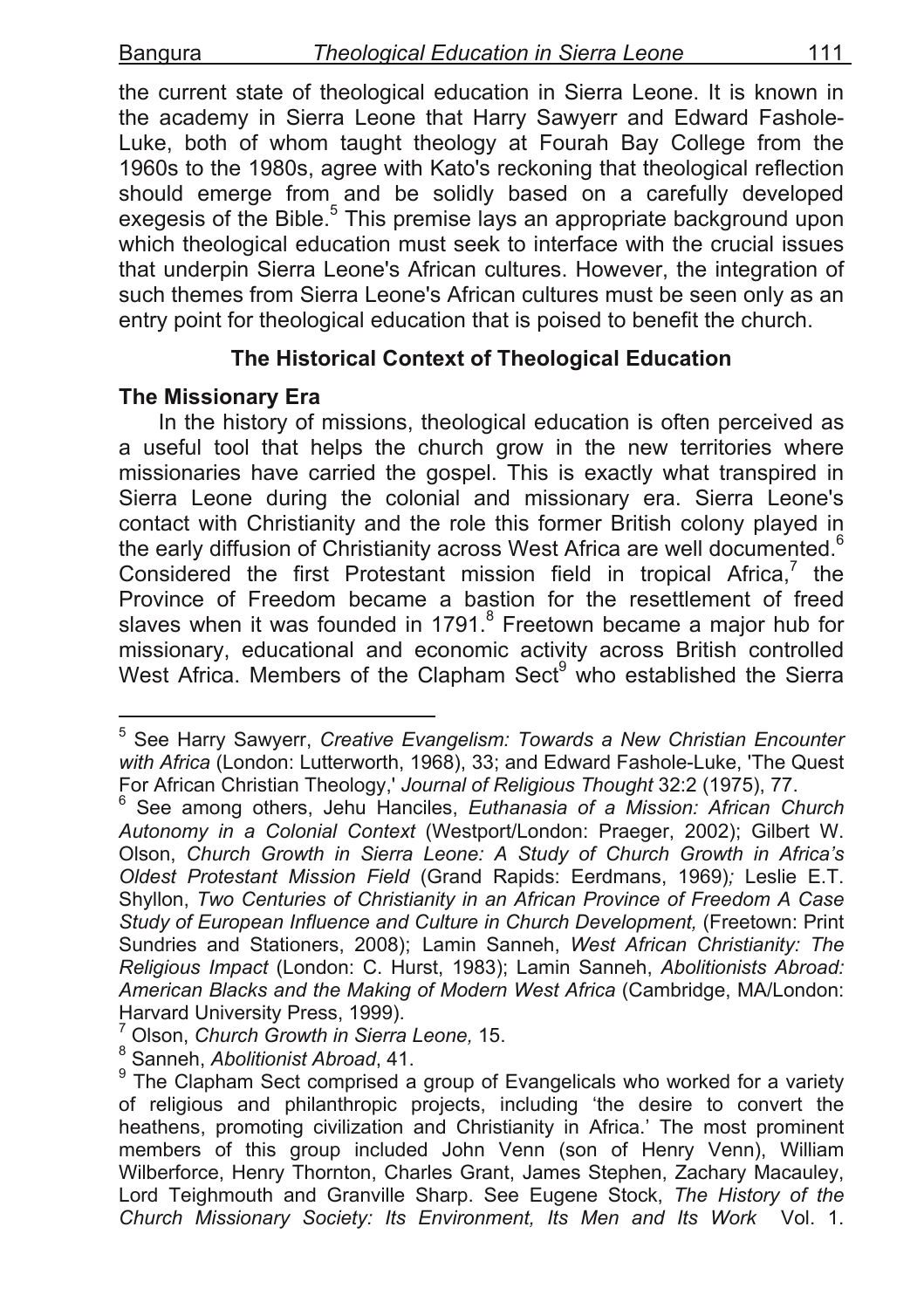the current state of theological education in Sierra Leone. It is known in the academy in Sierra Leone that Harry Sawyerr and Edward Fashole-Luke, both of whom taught theology at Fourah Bay College from the 1960s to the 1980s, agree with Kato's reckoning that theological reflection should emerge from and be solidly based on a carefully developed exegesis of the Bible.[5] This premise lays an appropriate background upon which theological education must seek to interface with the crucial issues that underpin Sierra Leone's African cultures. However, the integration of such themes from Sierra Leone's African cultures must be seen only as an entry point for theological education that is poised to benefit the church.

## The Historical Context of Theological Education

### The Missionary Era

In the history of missions, theological education is often perceived as a useful tool that helps the church grow in the new territories where missionaries have carried the gospel. This is exactly what transpired in Sierra Leone during the colonial and missionary era. Sierra Leone's contact with Christianity and the role this former British colony played in the early diffusion of Christianity across West Africa are well documented.[6] Considered the first Protestant mission field in tropical Africa,[7] the Province of Freedom became a bastion for the resettlement of freed slaves when it was founded in 1791.[8] Freetown became a major hub for missionary, educational and economic activity across British controlled West Africa. Members of the Clapham Sect[9] who established the Sierra

---

[5] See Harry Sawyerr, *Creative Evangelism: Towards a New Christian Encounter with Africa* (London: Lutterworth, 1968), 33; and Edward Fashole-Luke, 'The Quest For African Christian Theology,' *Journal of Religious Thought* 32:2 (1975), 77.

[6] See among others, Jehu Hanciles, *Euthanasia of a Mission: African Church Autonomy in a Colonial Context* (Westport/London: Praeger, 2002); Gilbert W. Olson, *Church Growth in Sierra Leone: A Study of Church Growth in Africa's Oldest Protestant Mission Field* (Grand Rapids: Eerdmans, 1969)*;* Leslie E.T. Shyllon, *Two Centuries of Christianity in an African Province of Freedom A Case Study of European Influence and Culture in Church Development,* (Freetown: Print Sundries and Stationers, 2008); Lamin Sanneh, *West African Christianity: The Religious Impact* (London: C. Hurst, 1983); Lamin Sanneh, *Abolitionists Abroad: American Blacks and the Making of Modern West Africa* (Cambridge, MA/London: Harvard University Press, 1999).

[7] Olson, *Church Growth in Sierra Leone,* 15.

[8] Sanneh, *Abolitionist Abroad*, 41.

[9] The Clapham Sect comprised a group of Evangelicals who worked for a variety of religious and philanthropic projects, including 'the desire to convert the heathens, promoting civilization and Christianity in Africa.' The most prominent members of this group included John Venn (son of Henry Venn), William Wilberforce, Henry Thornton, Charles Grant, James Stephen, Zachary Macauley, Lord Teighmouth and Granville Sharp. See Eugene Stock, *The History of the Church Missionary Society: Its Environment, Its Men and Its Work* Vol. 1.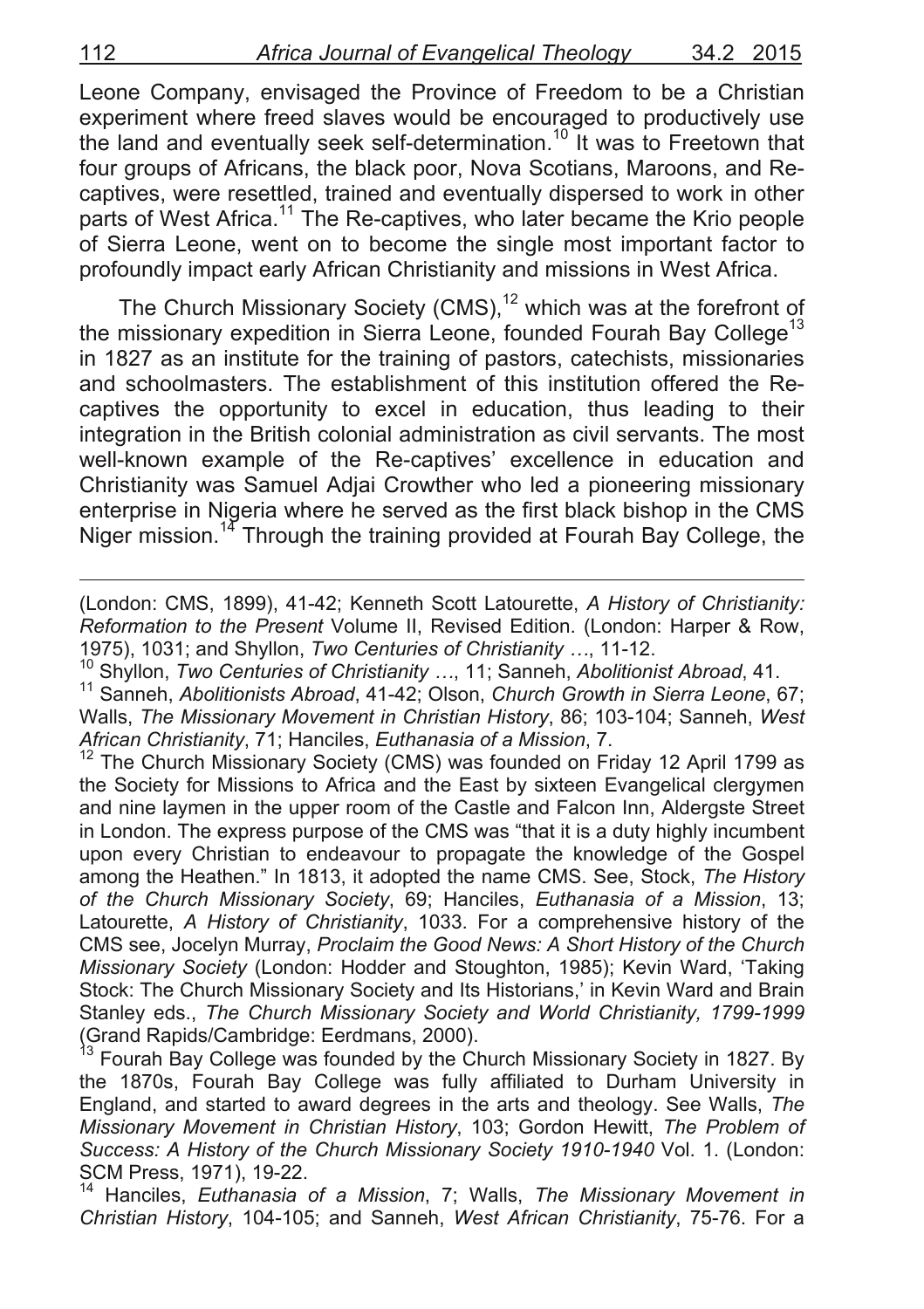Leone Company, envisaged the Province of Freedom to be a Christian experiment where freed slaves would be encouraged to productively use the land and eventually seek self-determination.[10] It was to Freetown that four groups of Africans, the black poor, Nova Scotians, Maroons, and Re-captives, were resettled, trained and eventually dispersed to work in other parts of West Africa.[11] The Re-captives, who later became the Krio people of Sierra Leone, went on to become the single most important factor to profoundly impact early African Christianity and missions in West Africa.

The Church Missionary Society (CMS),[12] which was at the forefront of the missionary expedition in Sierra Leone, founded Fourah Bay College[13] in 1827 as an institute for the training of pastors, catechists, missionaries and schoolmasters. The establishment of this institution offered the Re-captives the opportunity to excel in education, thus leading to their integration in the British colonial administration as civil servants. The most well-known example of the Re-captives' excellence in education and Christianity was Samuel Adjai Crowther who led a pioneering missionary enterprise in Nigeria where he served as the first black bishop in the CMS Niger mission.[14] Through the training provided at Fourah Bay College, the

---

(London: CMS, 1899), 41-42; Kenneth Scott Latourette, *A History of Christianity: Reformation to the Present* Volume II, Revised Edition. (London: Harper & Row, 1975), 1031; and Shyllon, *Two Centuries of Christianity …*, 11-12.

[10] Shyllon, *Two Centuries of Christianity …*, 11; Sanneh, *Abolitionist Abroad*, 41.

[11] Sanneh, *Abolitionists Abroad*, 41-42; Olson, *Church Growth in Sierra Leone*, 67; Walls, *The Missionary Movement in Christian History*, 86; 103-104; Sanneh, *West African Christianity*, 71; Hanciles, *Euthanasia of a Mission*, 7.

[12] The Church Missionary Society (CMS) was founded on Friday 12 April 1799 as the Society for Missions to Africa and the East by sixteen Evangelical clergymen and nine laymen in the upper room of the Castle and Falcon Inn, Aldergste Street in London. The express purpose of the CMS was "that it is a duty highly incumbent upon every Christian to endeavour to propagate the knowledge of the Gospel among the Heathen." In 1813, it adopted the name CMS. See, Stock, *The History of the Church Missionary Society*, 69; Hanciles, *Euthanasia of a Mission*, 13; Latourette, *A History of Christianity*, 1033. For a comprehensive history of the CMS see, Jocelyn Murray, *Proclaim the Good News: A Short History of the Church Missionary Society* (London: Hodder and Stoughton, 1985); Kevin Ward, 'Taking Stock: The Church Missionary Society and Its Historians,' in Kevin Ward and Brain Stanley eds., *The Church Missionary Society and World Christianity, 1799-1999* (Grand Rapids/Cambridge: Eerdmans, 2000).

[13] Fourah Bay College was founded by the Church Missionary Society in 1827. By the 1870s, Fourah Bay College was fully affiliated to Durham University in England, and started to award degrees in the arts and theology. See Walls, *The Missionary Movement in Christian History*, 103; Gordon Hewitt, *The Problem of Success: A History of the Church Missionary Society 1910-1940* Vol. 1. (London: SCM Press, 1971), 19-22.

[14] Hanciles, *Euthanasia of a Mission*, 7; Walls, *The Missionary Movement in Christian History*, 104-105; and Sanneh, *West African Christianity*, 75-76. For a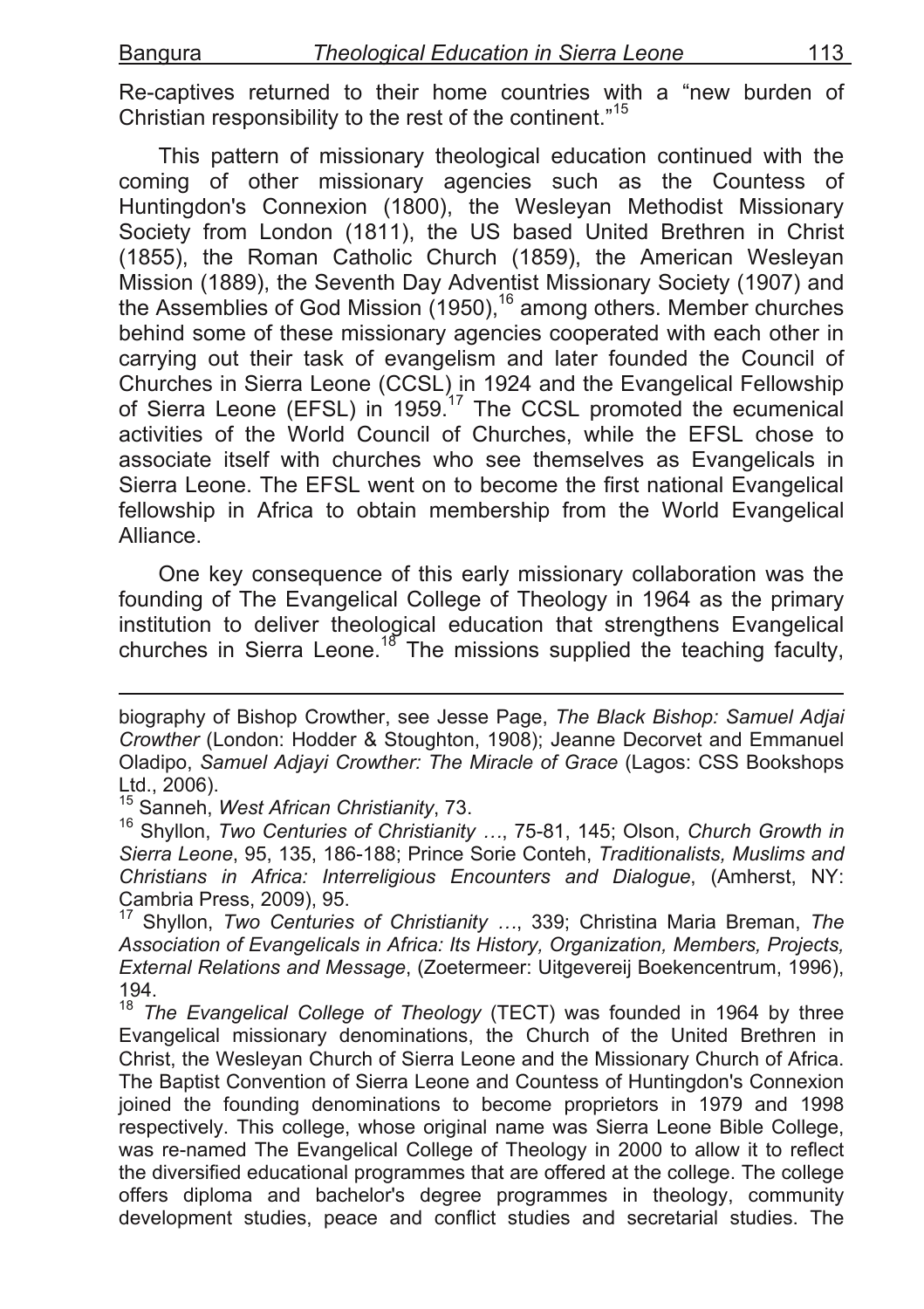Re-captives returned to their home countries with a "new burden of Christian responsibility to the rest of the continent."[15]

This pattern of missionary theological education continued with the coming of other missionary agencies such as the Countess of Huntingdon's Connexion (1800), the Wesleyan Methodist Missionary Society from London (1811), the US based United Brethren in Christ (1855), the Roman Catholic Church (1859), the American Wesleyan Mission (1889), the Seventh Day Adventist Missionary Society (1907) and the Assemblies of God Mission (1950),[16] among others. Member churches behind some of these missionary agencies cooperated with each other in carrying out their task of evangelism and later founded the Council of Churches in Sierra Leone (CCSL) in 1924 and the Evangelical Fellowship of Sierra Leone (EFSL) in 1959.[17] The CCSL promoted the ecumenical activities of the World Council of Churches, while the EFSL chose to associate itself with churches who see themselves as Evangelicals in Sierra Leone. The EFSL went on to become the first national Evangelical fellowship in Africa to obtain membership from the World Evangelical Alliance.

One key consequence of this early missionary collaboration was the founding of The Evangelical College of Theology in 1964 as the primary institution to deliver theological education that strengthens Evangelical churches in Sierra Leone.[18] The missions supplied the teaching faculty,

---

biography of Bishop Crowther, see Jesse Page, *The Black Bishop: Samuel Adjai Crowther* (London: Hodder & Stoughton, 1908); Jeanne Decorvet and Emmanuel Oladipo, *Samuel Adjayi Crowther: The Miracle of Grace* (Lagos: CSS Bookshops Ltd., 2006).

[15] Sanneh, *West African Christianity*, 73.

[16] Shyllon, *Two Centuries of Christianity …*, 75-81, 145; Olson, *Church Growth in Sierra Leone*, 95, 135, 186-188; Prince Sorie Conteh, *Traditionalists, Muslims and Christians in Africa: Interreligious Encounters and Dialogue*, (Amherst, NY: Cambria Press, 2009), 95.

[17] Shyllon, *Two Centuries of Christianity …*, 339; Christina Maria Breman, *The Association of Evangelicals in Africa: Its History, Organization, Members, Projects, External Relations and Message*, (Zoetermeer: Uitgevereij Boekencentrum, 1996), 194.

[18] *The Evangelical College of Theology* (TECT) was founded in 1964 by three Evangelical missionary denominations, the Church of the United Brethren in Christ, the Wesleyan Church of Sierra Leone and the Missionary Church of Africa. The Baptist Convention of Sierra Leone and Countess of Huntingdon's Connexion joined the founding denominations to become proprietors in 1979 and 1998 respectively. This college, whose original name was Sierra Leone Bible College, was re-named The Evangelical College of Theology in 2000 to allow it to reflect the diversified educational programmes that are offered at the college. The college offers diploma and bachelor's degree programmes in theology, community development studies, peace and conflict studies and secretarial studies. The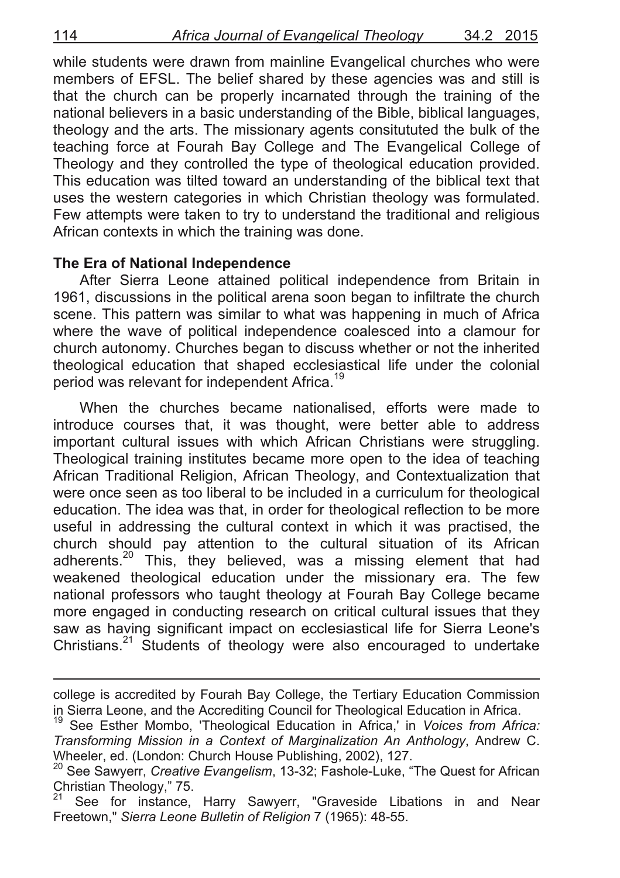while students were drawn from mainline Evangelical churches who were members of EFSL. The belief shared by these agencies was and still is that the church can be properly incarnated through the training of the national believers in a basic understanding of the Bible, biblical languages, theology and the arts. The missionary agents consitututed the bulk of the teaching force at Fourah Bay College and The Evangelical College of Theology and they controlled the type of theological education provided. This education was tilted toward an understanding of the biblical text that uses the western categories in which Christian theology was formulated. Few attempts were taken to try to understand the traditional and religious African contexts in which the training was done.

**The Era of National Independence**

After Sierra Leone attained political independence from Britain in 1961, discussions in the political arena soon began to infiltrate the church scene. This pattern was similar to what was happening in much of Africa where the wave of political independence coalesced into a clamour for church autonomy. Churches began to discuss whether or not the inherited theological education that shaped ecclesiastical life under the colonial period was relevant for independent Africa.[19]

When the churches became nationalised, efforts were made to introduce courses that, it was thought, were better able to address important cultural issues with which African Christians were struggling. Theological training institutes became more open to the idea of teaching African Traditional Religion, African Theology, and Contextualization that were once seen as too liberal to be included in a curriculum for theological education. The idea was that, in order for theological reflection to be more useful in addressing the cultural context in which it was practised, the church should pay attention to the cultural situation of its African adherents.[20] This, they believed, was a missing element that had weakened theological education under the missionary era. The few national professors who taught theology at Fourah Bay College became more engaged in conducting research on critical cultural issues that they saw as having significant impact on ecclesiastical life for Sierra Leone's Christians.[21] Students of theology were also encouraged to undertake

---

college is accredited by Fourah Bay College, the Tertiary Education Commission in Sierra Leone, and the Accrediting Council for Theological Education in Africa.

[19] See Esther Mombo, 'Theological Education in Africa,' in *Voices from Africa: Transforming Mission in a Context of Marginalization An Anthology*, Andrew C. Wheeler, ed. (London: Church House Publishing, 2002), 127.

[20] See Sawyerr, *Creative Evangelism*, 13-32; Fashole-Luke, "The Quest for African Christian Theology," 75.

[21] See for instance, Harry Sawyerr, "Graveside Libations in and Near Freetown," *Sierra Leone Bulletin of Religion* 7 (1965): 48-55.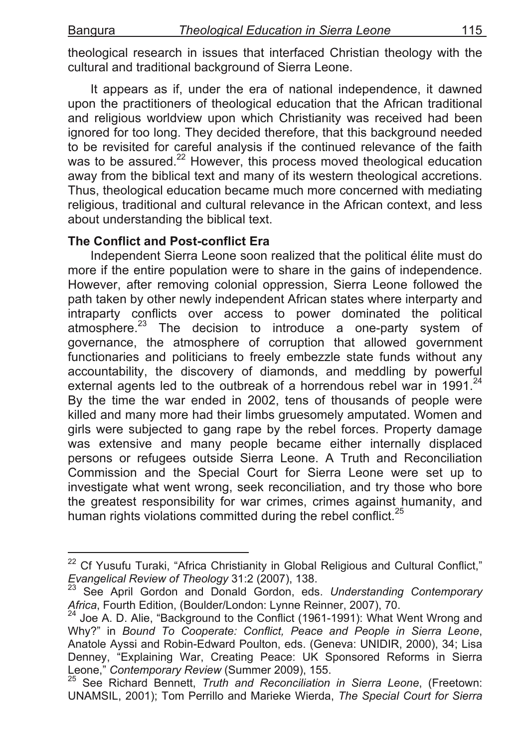theological research in issues that interfaced Christian theology with the cultural and traditional background of Sierra Leone.

It appears as if, under the era of national independence, it dawned upon the practitioners of theological education that the African traditional and religious worldview upon which Christianity was received had been ignored for too long. They decided therefore, that this background needed to be revisited for careful analysis if the continued relevance of the faith was to be assured.[22] However, this process moved theological education away from the biblical text and many of its western theological accretions. Thus, theological education became much more concerned with mediating religious, traditional and cultural relevance in the African context, and less about understanding the biblical text.

**The Conflict and Post-conflict Era**

Independent Sierra Leone soon realized that the political élite must do more if the entire population were to share in the gains of independence. However, after removing colonial oppression, Sierra Leone followed the path taken by other newly independent African states where interparty and intraparty conflicts over access to power dominated the political atmosphere.[23] The decision to introduce a one-party system of governance, the atmosphere of corruption that allowed government functionaries and politicians to freely embezzle state funds without any accountability, the discovery of diamonds, and meddling by powerful external agents led to the outbreak of a horrendous rebel war in 1991.[24] By the time the war ended in 2002, tens of thousands of people were killed and many more had their limbs gruesomely amputated. Women and girls were subjected to gang rape by the rebel forces. Property damage was extensive and many people became either internally displaced persons or refugees outside Sierra Leone. A Truth and Reconciliation Commission and the Special Court for Sierra Leone were set up to investigate what went wrong, seek reconciliation, and try those who bore the greatest responsibility for war crimes, crimes against humanity, and human rights violations committed during the rebel conflict.[25]

---

[22] Cf Yusufu Turaki, "Africa Christianity in Global Religious and Cultural Conflict," *Evangelical Review of Theology* 31:2 (2007), 138.

[23] See April Gordon and Donald Gordon, eds. *Understanding Contemporary Africa*, Fourth Edition, (Boulder/London: Lynne Reinner, 2007), 70.

[24] Joe A. D. Alie, "Background to the Conflict (1961-1991): What Went Wrong and Why?" in *Bound To Cooperate: Conflict, Peace and People in Sierra Leone*, Anatole Ayssi and Robin-Edward Poulton, eds. (Geneva: UNIDIR, 2000), 34; Lisa Denney, "Explaining War, Creating Peace: UK Sponsored Reforms in Sierra Leone," *Contemporary Review* (Summer 2009), 155.

[25] See Richard Bennett, *Truth and Reconciliation in Sierra Leone*, (Freetown: UNAMSIL, 2001); Tom Perrillo and Marieke Wierda, *The Special Court for Sierra*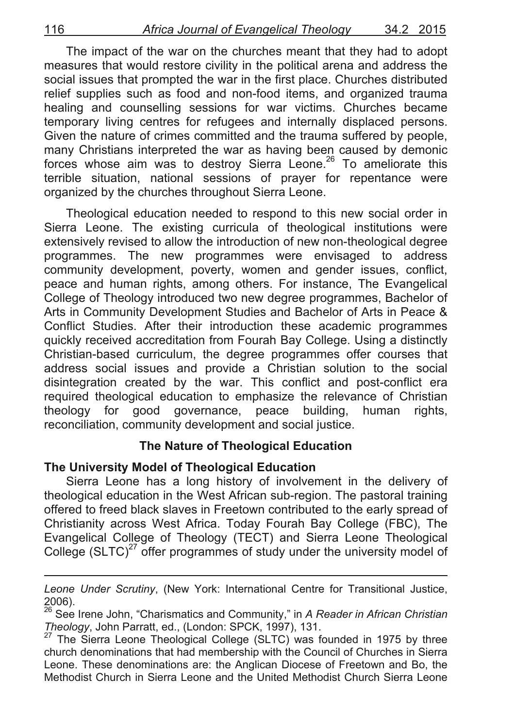The impact of the war on the churches meant that they had to adopt measures that would restore civility in the political arena and address the social issues that prompted the war in the first place. Churches distributed relief supplies such as food and non-food items, and organized trauma healing and counselling sessions for war victims. Churches became temporary living centres for refugees and internally displaced persons. Given the nature of crimes committed and the trauma suffered by people, many Christians interpreted the war as having been caused by demonic forces whose aim was to destroy Sierra Leone.[26] To ameliorate this terrible situation, national sessions of prayer for repentance were organized by the churches throughout Sierra Leone.

Theological education needed to respond to this new social order in Sierra Leone. The existing curricula of theological institutions were extensively revised to allow the introduction of new non-theological degree programmes. The new programmes were envisaged to address community development, poverty, women and gender issues, conflict, peace and human rights, among others. For instance, The Evangelical College of Theology introduced two new degree programmes, Bachelor of Arts in Community Development Studies and Bachelor of Arts in Peace & Conflict Studies. After their introduction these academic programmes quickly received accreditation from Fourah Bay College. Using a distinctly Christian-based curriculum, the degree programmes offer courses that address social issues and provide a Christian solution to the social disintegration created by the war. This conflict and post-conflict era required theological education to emphasize the relevance of Christian theology for good governance, peace building, human rights, reconciliation, community development and social justice.

## The Nature of Theological Education

### The University Model of Theological Education

Sierra Leone has a long history of involvement in the delivery of theological education in the West African sub-region. The pastoral training offered to freed black slaves in Freetown contributed to the early spread of Christianity across West Africa. Today Fourah Bay College (FBC), The Evangelical College of Theology (TECT) and Sierra Leone Theological College (SLTC)[27] offer programmes of study under the university model of

---

*Leone Under Scrutiny*, (New York: International Centre for Transitional Justice, 2006).

[26] See Irene John, "Charismatics and Community," in *A Reader in African Christian Theology*, John Parratt, ed., (London: SPCK, 1997), 131.

[27] The Sierra Leone Theological College (SLTC) was founded in 1975 by three church denominations that had membership with the Council of Churches in Sierra Leone. These denominations are: the Anglican Diocese of Freetown and Bo, the Methodist Church in Sierra Leone and the United Methodist Church Sierra Leone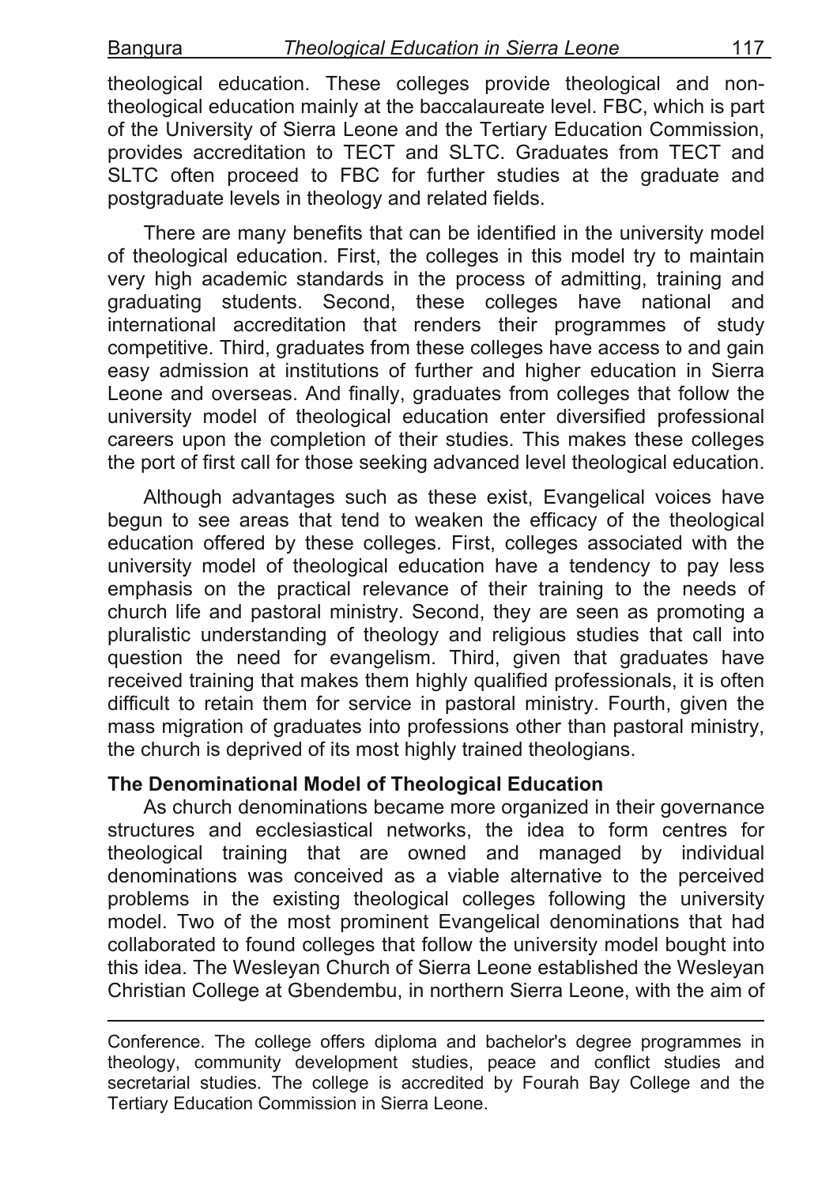theological education. These colleges provide theological and non-theological education mainly at the baccalaureate level. FBC, which is part of the University of Sierra Leone and the Tertiary Education Commission, provides accreditation to TECT and SLTC. Graduates from TECT and SLTC often proceed to FBC for further studies at the graduate and postgraduate levels in theology and related fields.

There are many benefits that can be identified in the university model of theological education. First, the colleges in this model try to maintain very high academic standards in the process of admitting, training and graduating students. Second, these colleges have national and international accreditation that renders their programmes of study competitive. Third, graduates from these colleges have access to and gain easy admission at institutions of further and higher education in Sierra Leone and overseas. And finally, graduates from colleges that follow the university model of theological education enter diversified professional careers upon the completion of their studies. This makes these colleges the port of first call for those seeking advanced level theological education.

Although advantages such as these exist, Evangelical voices have begun to see areas that tend to weaken the efficacy of the theological education offered by these colleges. First, colleges associated with the university model of theological education have a tendency to pay less emphasis on the practical relevance of their training to the needs of church life and pastoral ministry. Second, they are seen as promoting a pluralistic understanding of theology and religious studies that call into question the need for evangelism. Third, given that graduates have received training that makes them highly qualified professionals, it is often difficult to retain them for service in pastoral ministry. Fourth, given the mass migration of graduates into professions other than pastoral ministry, the church is deprived of its most highly trained theologians.

### The Denominational Model of Theological Education

As church denominations became more organized in their governance structures and ecclesiastical networks, the idea to form centres for theological training that are owned and managed by individual denominations was conceived as a viable alternative to the perceived problems in the existing theological colleges following the university model. Two of the most prominent Evangelical denominations that had collaborated to found colleges that follow the university model bought into this idea. The Wesleyan Church of Sierra Leone established the Wesleyan Christian College at Gbendembu, in northern Sierra Leone, with the aim of

---

Conference. The college offers diploma and bachelor's degree programmes in theology, community development studies, peace and conflict studies and secretarial studies. The college is accredited by Fourah Bay College and the Tertiary Education Commission in Sierra Leone.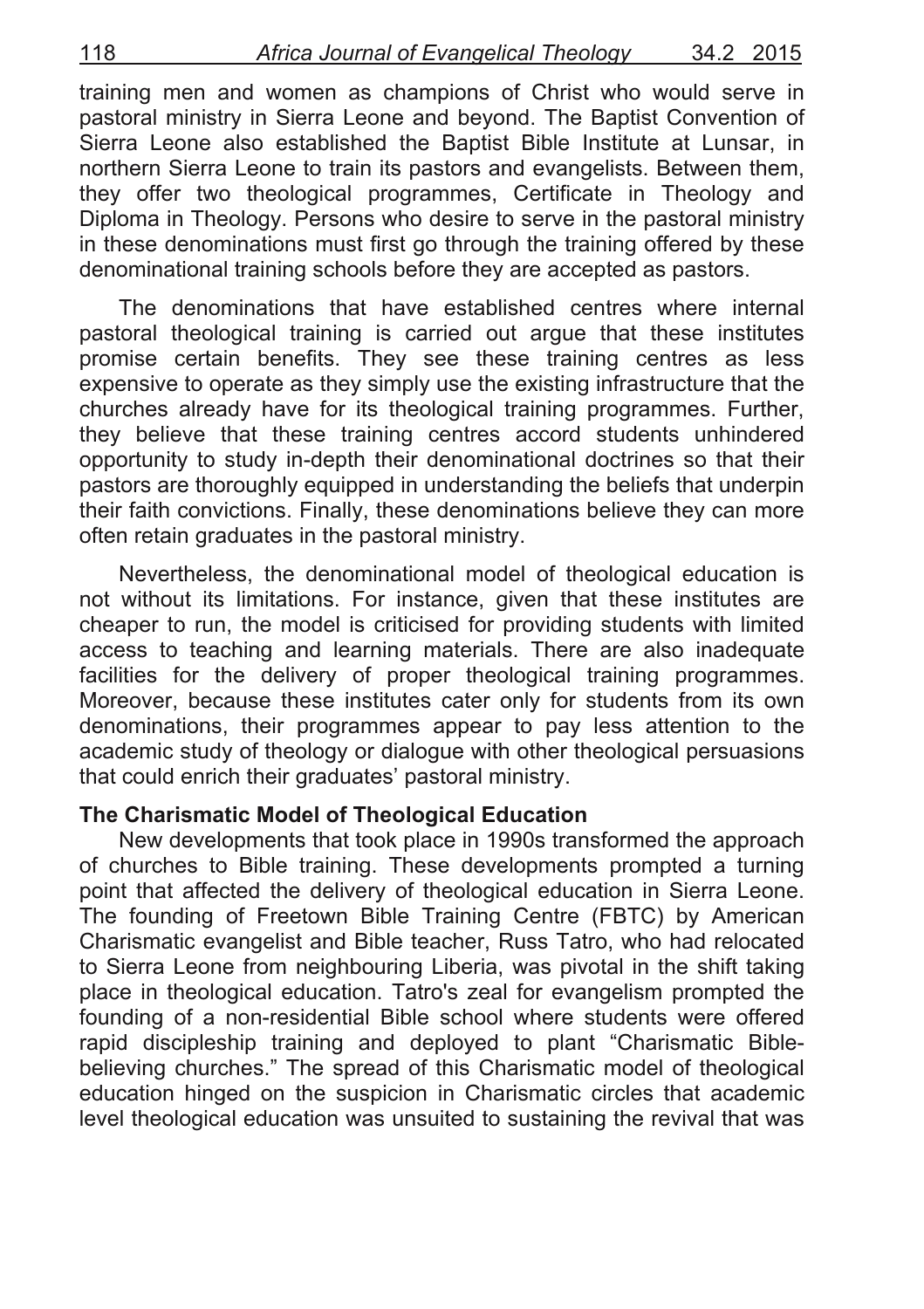training men and women as champions of Christ who would serve in pastoral ministry in Sierra Leone and beyond. The Baptist Convention of Sierra Leone also established the Baptist Bible Institute at Lunsar, in northern Sierra Leone to train its pastors and evangelists. Between them, they offer two theological programmes, Certificate in Theology and Diploma in Theology. Persons who desire to serve in the pastoral ministry in these denominations must first go through the training offered by these denominational training schools before they are accepted as pastors.

The denominations that have established centres where internal pastoral theological training is carried out argue that these institutes promise certain benefits. They see these training centres as less expensive to operate as they simply use the existing infrastructure that the churches already have for its theological training programmes. Further, they believe that these training centres accord students unhindered opportunity to study in-depth their denominational doctrines so that their pastors are thoroughly equipped in understanding the beliefs that underpin their faith convictions. Finally, these denominations believe they can more often retain graduates in the pastoral ministry.

Nevertheless, the denominational model of theological education is not without its limitations. For instance, given that these institutes are cheaper to run, the model is criticised for providing students with limited access to teaching and learning materials. There are also inadequate facilities for the delivery of proper theological training programmes. Moreover, because these institutes cater only for students from its own denominations, their programmes appear to pay less attention to the academic study of theology or dialogue with other theological persuasions that could enrich their graduates' pastoral ministry.

**The Charismatic Model of Theological Education**

New developments that took place in 1990s transformed the approach of churches to Bible training. These developments prompted a turning point that affected the delivery of theological education in Sierra Leone. The founding of Freetown Bible Training Centre (FBTC) by American Charismatic evangelist and Bible teacher, Russ Tatro, who had relocated to Sierra Leone from neighbouring Liberia, was pivotal in the shift taking place in theological education. Tatro's zeal for evangelism prompted the founding of a non-residential Bible school where students were offered rapid discipleship training and deployed to plant "Charismatic Bible-believing churches." The spread of this Charismatic model of theological education hinged on the suspicion in Charismatic circles that academic level theological education was unsuited to sustaining the revival that was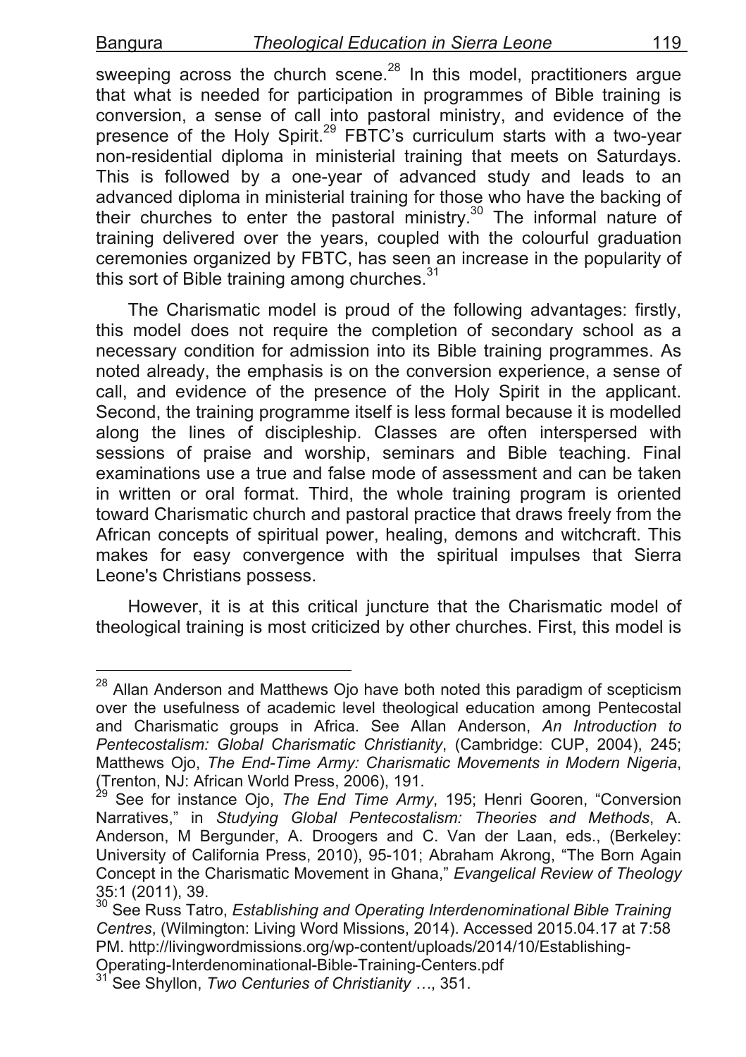sweeping across the church scene.[28] In this model, practitioners argue that what is needed for participation in programmes of Bible training is conversion, a sense of call into pastoral ministry, and evidence of the presence of the Holy Spirit.[29] FBTC's curriculum starts with a two-year non-residential diploma in ministerial training that meets on Saturdays. This is followed by a one-year of advanced study and leads to an advanced diploma in ministerial training for those who have the backing of their churches to enter the pastoral ministry.[30] The informal nature of training delivered over the years, coupled with the colourful graduation ceremonies organized by FBTC, has seen an increase in the popularity of this sort of Bible training among churches.[31]

The Charismatic model is proud of the following advantages: firstly, this model does not require the completion of secondary school as a necessary condition for admission into its Bible training programmes. As noted already, the emphasis is on the conversion experience, a sense of call, and evidence of the presence of the Holy Spirit in the applicant. Second, the training programme itself is less formal because it is modelled along the lines of discipleship. Classes are often interspersed with sessions of praise and worship, seminars and Bible teaching. Final examinations use a true and false mode of assessment and can be taken in written or oral format. Third, the whole training program is oriented toward Charismatic church and pastoral practice that draws freely from the African concepts of spiritual power, healing, demons and witchcraft. This makes for easy convergence with the spiritual impulses that Sierra Leone's Christians possess.

However, it is at this critical juncture that the Charismatic model of theological training is most criticized by other churches. First, this model is

---

[28] Allan Anderson and Matthews Ojo have both noted this paradigm of scepticism over the usefulness of academic level theological education among Pentecostal and Charismatic groups in Africa. See Allan Anderson, *An Introduction to Pentecostalism: Global Charismatic Christianity*, (Cambridge: CUP, 2004), 245; Matthews Ojo, *The End-Time Army: Charismatic Movements in Modern Nigeria*, (Trenton, NJ: African World Press, 2006), 191.

[29] See for instance Ojo, *The End Time Army*, 195; Henri Gooren, "Conversion Narratives," in *Studying Global Pentecostalism: Theories and Methods*, A. Anderson, M Bergunder, A. Droogers and C. Van der Laan, eds., (Berkeley: University of California Press, 2010), 95-101; Abraham Akrong, "The Born Again Concept in the Charismatic Movement in Ghana," *Evangelical Review of Theology* 35:1 (2011), 39.

[30] See Russ Tatro, *Establishing and Operating Interdenominational Bible Training Centres*, (Wilmington: Living Word Missions, 2014). Accessed 2015.04.17 at 7:58 PM. http://livingwordmissions.org/wp-content/uploads/2014/10/Establishing-Operating-Interdenominational-Bible-Training-Centers.pdf

[31] See Shyllon, *Two Centuries of Christianity …*, 351.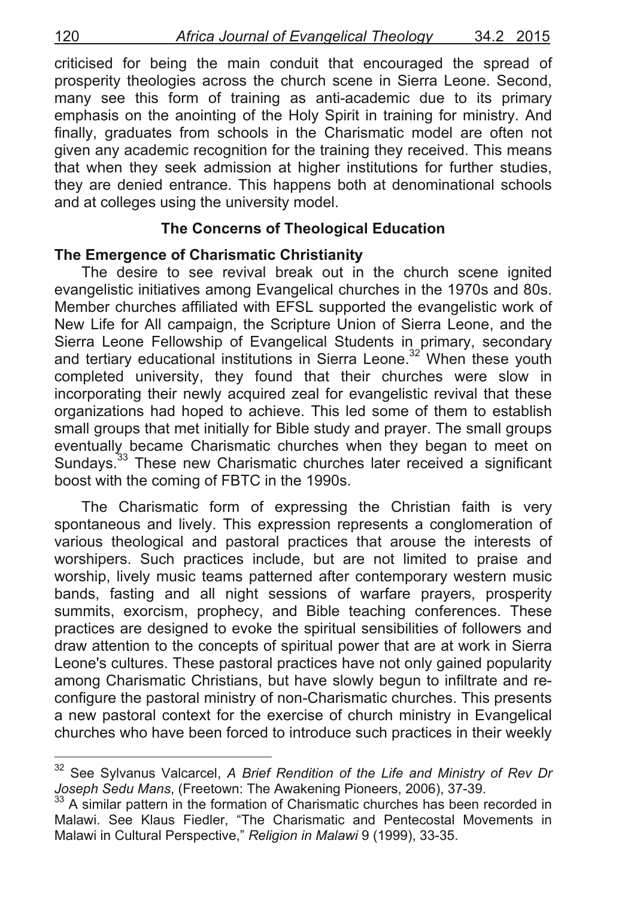criticised for being the main conduit that encouraged the spread of prosperity theologies across the church scene in Sierra Leone. Second, many see this form of training as anti-academic due to its primary emphasis on the anointing of the Holy Spirit in training for ministry. And finally, graduates from schools in the Charismatic model are often not given any academic recognition for the training they received. This means that when they seek admission at higher institutions for further studies, they are denied entrance. This happens both at denominational schools and at colleges using the university model.

## The Concerns of Theological Education

### The Emergence of Charismatic Christianity

The desire to see revival break out in the church scene ignited evangelistic initiatives among Evangelical churches in the 1970s and 80s. Member churches affiliated with EFSL supported the evangelistic work of New Life for All campaign, the Scripture Union of Sierra Leone, and the Sierra Leone Fellowship of Evangelical Students in primary, secondary and tertiary educational institutions in Sierra Leone.[32] When these youth completed university, they found that their churches were slow in incorporating their newly acquired zeal for evangelistic revival that these organizations had hoped to achieve. This led some of them to establish small groups that met initially for Bible study and prayer. The small groups eventually became Charismatic churches when they began to meet on Sundays.[33] These new Charismatic churches later received a significant boost with the coming of FBTC in the 1990s.

The Charismatic form of expressing the Christian faith is very spontaneous and lively. This expression represents a conglomeration of various theological and pastoral practices that arouse the interests of worshipers. Such practices include, but are not limited to praise and worship, lively music teams patterned after contemporary western music bands, fasting and all night sessions of warfare prayers, prosperity summits, exorcism, prophecy, and Bible teaching conferences. These practices are designed to evoke the spiritual sensibilities of followers and draw attention to the concepts of spiritual power that are at work in Sierra Leone's cultures. These pastoral practices have not only gained popularity among Charismatic Christians, but have slowly begun to infiltrate and re-configure the pastoral ministry of non-Charismatic churches. This presents a new pastoral context for the exercise of church ministry in Evangelical churches who have been forced to introduce such practices in their weekly

---

[32] See Sylvanus Valcarcel, *A Brief Rendition of the Life and Ministry of Rev Dr Joseph Sedu Mans*, (Freetown: The Awakening Pioneers, 2006), 37-39.

[33] A similar pattern in the formation of Charismatic churches has been recorded in Malawi. See Klaus Fiedler, "The Charismatic and Pentecostal Movements in Malawi in Cultural Perspective," *Religion in Malawi* 9 (1999), 33-35.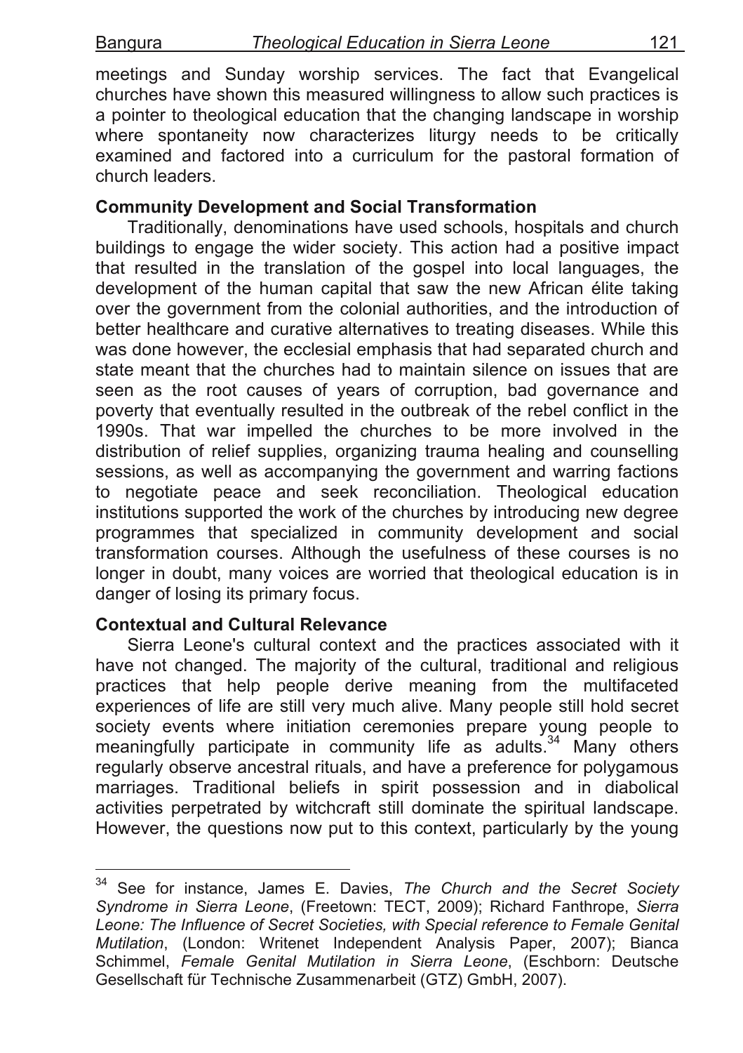meetings and Sunday worship services. The fact that Evangelical churches have shown this measured willingness to allow such practices is a pointer to theological education that the changing landscape in worship where spontaneity now characterizes liturgy needs to be critically examined and factored into a curriculum for the pastoral formation of church leaders.

**Community Development and Social Transformation**

Traditionally, denominations have used schools, hospitals and church buildings to engage the wider society. This action had a positive impact that resulted in the translation of the gospel into local languages, the development of the human capital that saw the new African élite taking over the government from the colonial authorities, and the introduction of better healthcare and curative alternatives to treating diseases. While this was done however, the ecclesial emphasis that had separated church and state meant that the churches had to maintain silence on issues that are seen as the root causes of years of corruption, bad governance and poverty that eventually resulted in the outbreak of the rebel conflict in the 1990s. That war impelled the churches to be more involved in the distribution of relief supplies, organizing trauma healing and counselling sessions, as well as accompanying the government and warring factions to negotiate peace and seek reconciliation. Theological education institutions supported the work of the churches by introducing new degree programmes that specialized in community development and social transformation courses. Although the usefulness of these courses is no longer in doubt, many voices are worried that theological education is in danger of losing its primary focus.

**Contextual and Cultural Relevance**

Sierra Leone's cultural context and the practices associated with it have not changed. The majority of the cultural, traditional and religious practices that help people derive meaning from the multifaceted experiences of life are still very much alive. Many people still hold secret society events where initiation ceremonies prepare young people to meaningfully participate in community life as adults.[34] Many others regularly observe ancestral rituals, and have a preference for polygamous marriages. Traditional beliefs in spirit possession and in diabolical activities perpetrated by witchcraft still dominate the spiritual landscape. However, the questions now put to this context, particularly by the young

---

[34] See for instance, James E. Davies, *The Church and the Secret Society Syndrome in Sierra Leone*, (Freetown: TECT, 2009); Richard Fanthrope, *Sierra Leone: The Influence of Secret Societies, with Special reference to Female Genital Mutilation*, (London: Writenet Independent Analysis Paper, 2007); Bianca Schimmel, *Female Genital Mutilation in Sierra Leone*, (Eschborn: Deutsche Gesellschaft für Technische Zusammenarbeit (GTZ) GmbH, 2007).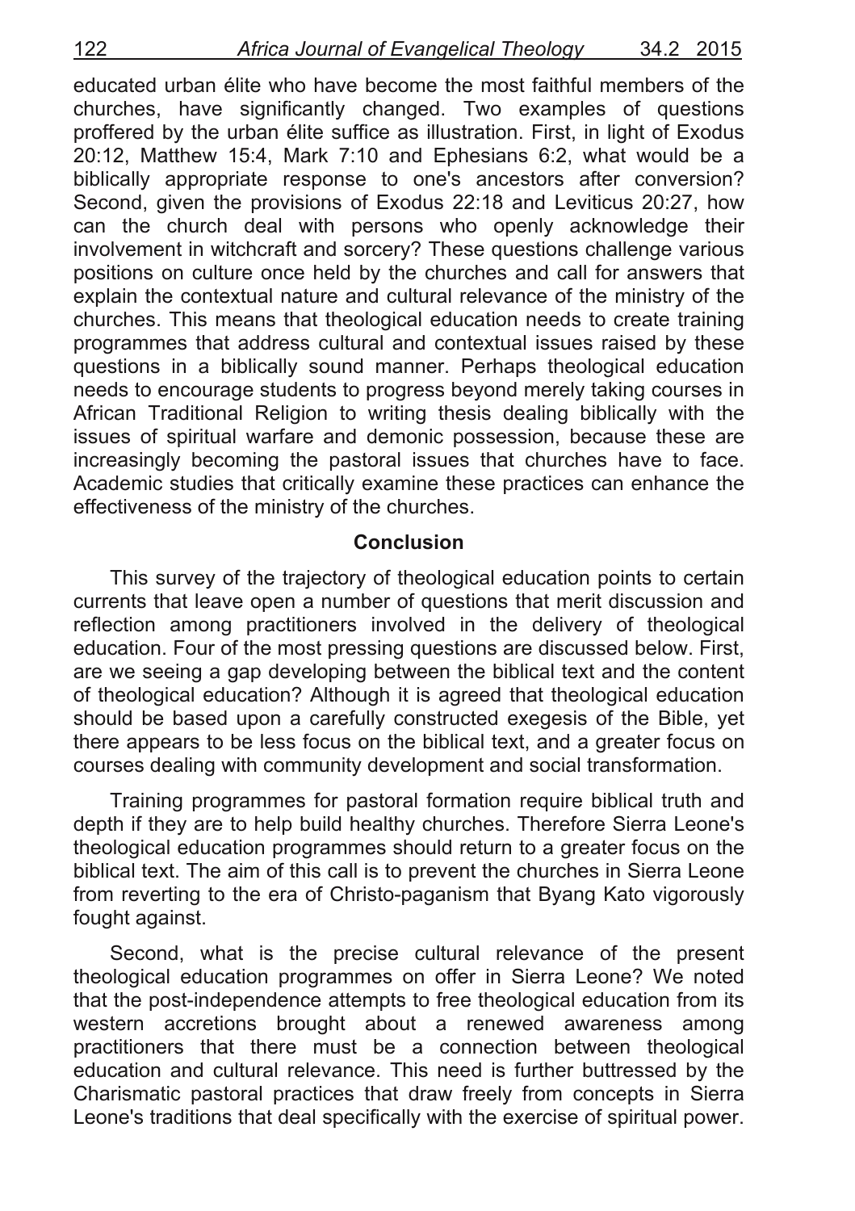educated urban élite who have become the most faithful members of the churches, have significantly changed. Two examples of questions proffered by the urban élite suffice as illustration. First, in light of Exodus 20:12, Matthew 15:4, Mark 7:10 and Ephesians 6:2, what would be a biblically appropriate response to one's ancestors after conversion? Second, given the provisions of Exodus 22:18 and Leviticus 20:27, how can the church deal with persons who openly acknowledge their involvement in witchcraft and sorcery? These questions challenge various positions on culture once held by the churches and call for answers that explain the contextual nature and cultural relevance of the ministry of the churches. This means that theological education needs to create training programmes that address cultural and contextual issues raised by these questions in a biblically sound manner. Perhaps theological education needs to encourage students to progress beyond merely taking courses in African Traditional Religion to writing thesis dealing biblically with the issues of spiritual warfare and demonic possession, because these are increasingly becoming the pastoral issues that churches have to face. Academic studies that critically examine these practices can enhance the effectiveness of the ministry of the churches.

## Conclusion

This survey of the trajectory of theological education points to certain currents that leave open a number of questions that merit discussion and reflection among practitioners involved in the delivery of theological education. Four of the most pressing questions are discussed below. First, are we seeing a gap developing between the biblical text and the content of theological education? Although it is agreed that theological education should be based upon a carefully constructed exegesis of the Bible, yet there appears to be less focus on the biblical text, and a greater focus on courses dealing with community development and social transformation.

Training programmes for pastoral formation require biblical truth and depth if they are to help build healthy churches. Therefore Sierra Leone's theological education programmes should return to a greater focus on the biblical text. The aim of this call is to prevent the churches in Sierra Leone from reverting to the era of Christo-paganism that Byang Kato vigorously fought against.

Second, what is the precise cultural relevance of the present theological education programmes on offer in Sierra Leone? We noted that the post-independence attempts to free theological education from its western accretions brought about a renewed awareness among practitioners that there must be a connection between theological education and cultural relevance. This need is further buttressed by the Charismatic pastoral practices that draw freely from concepts in Sierra Leone's traditions that deal specifically with the exercise of spiritual power.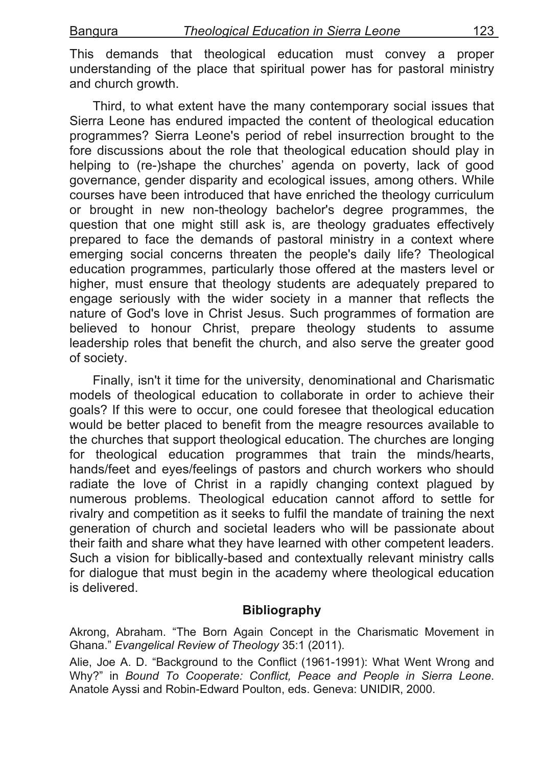This demands that theological education must convey a proper understanding of the place that spiritual power has for pastoral ministry and church growth.

Third, to what extent have the many contemporary social issues that Sierra Leone has endured impacted the content of theological education programmes? Sierra Leone's period of rebel insurrection brought to the fore discussions about the role that theological education should play in helping to (re-)shape the churches' agenda on poverty, lack of good governance, gender disparity and ecological issues, among others. While courses have been introduced that have enriched the theology curriculum or brought in new non-theology bachelor's degree programmes, the question that one might still ask is, are theology graduates effectively prepared to face the demands of pastoral ministry in a context where emerging social concerns threaten the people's daily life? Theological education programmes, particularly those offered at the masters level or higher, must ensure that theology students are adequately prepared to engage seriously with the wider society in a manner that reflects the nature of God's love in Christ Jesus. Such programmes of formation are believed to honour Christ, prepare theology students to assume leadership roles that benefit the church, and also serve the greater good of society.

Finally, isn't it time for the university, denominational and Charismatic models of theological education to collaborate in order to achieve their goals? If this were to occur, one could foresee that theological education would be better placed to benefit from the meagre resources available to the churches that support theological education. The churches are longing for theological education programmes that train the minds/hearts, hands/feet and eyes/feelings of pastors and church workers who should radiate the love of Christ in a rapidly changing context plagued by numerous problems. Theological education cannot afford to settle for rivalry and competition as it seeks to fulfil the mandate of training the next generation of church and societal leaders who will be passionate about their faith and share what they have learned with other competent leaders. Such a vision for biblically-based and contextually relevant ministry calls for dialogue that must begin in the academy where theological education is delivered.

## Bibliography

Akrong, Abraham. "The Born Again Concept in the Charismatic Movement in Ghana." *Evangelical Review of Theology* 35:1 (2011).

Alie, Joe A. D. "Background to the Conflict (1961-1991): What Went Wrong and Why?" in *Bound To Cooperate: Conflict, Peace and People in Sierra Leone*. Anatole Ayssi and Robin-Edward Poulton, eds. Geneva: UNIDIR, 2000.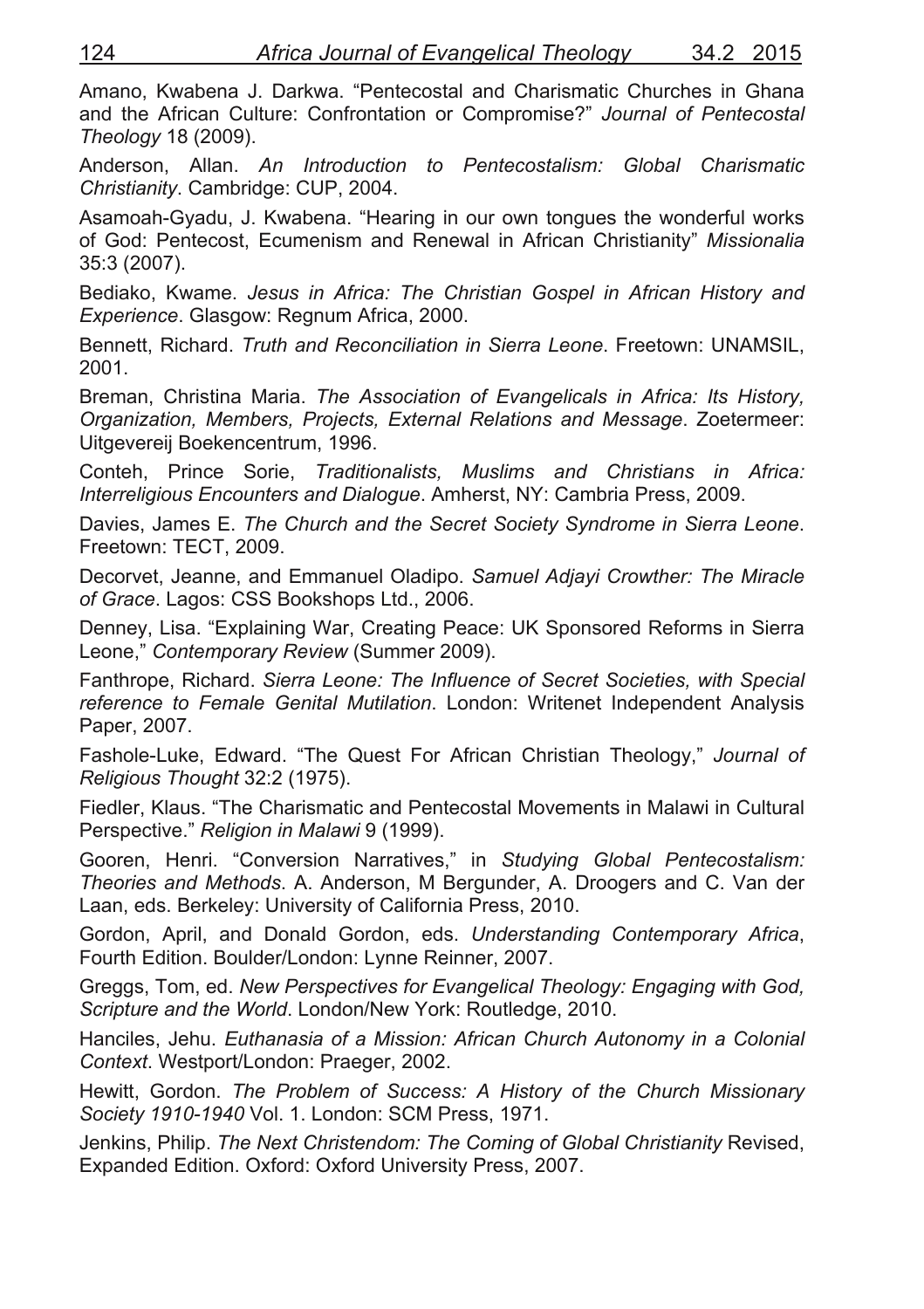Amano, Kwabena J. Darkwa. "Pentecostal and Charismatic Churches in Ghana and the African Culture: Confrontation or Compromise?" *Journal of Pentecostal Theology* 18 (2009).

Anderson, Allan. *An Introduction to Pentecostalism: Global Charismatic Christianity*. Cambridge: CUP, 2004.

Asamoah-Gyadu, J. Kwabena. "Hearing in our own tongues the wonderful works of God: Pentecost, Ecumenism and Renewal in African Christianity" *Missionalia* 35:3 (2007).

Bediako, Kwame. *Jesus in Africa: The Christian Gospel in African History and Experience*. Glasgow: Regnum Africa, 2000.

Bennett, Richard. *Truth and Reconciliation in Sierra Leone*. Freetown: UNAMSIL, 2001.

Breman, Christina Maria. *The Association of Evangelicals in Africa: Its History, Organization, Members, Projects, External Relations and Message*. Zoetermeer: Uitgevereij Boekencentrum, 1996.

Conteh, Prince Sorie, *Traditionalists, Muslims and Christians in Africa: Interreligious Encounters and Dialogue*. Amherst, NY: Cambria Press, 2009.

Davies, James E. *The Church and the Secret Society Syndrome in Sierra Leone*. Freetown: TECT, 2009.

Decorvet, Jeanne, and Emmanuel Oladipo. *Samuel Adjayi Crowther: The Miracle of Grace*. Lagos: CSS Bookshops Ltd., 2006.

Denney, Lisa. "Explaining War, Creating Peace: UK Sponsored Reforms in Sierra Leone," *Contemporary Review* (Summer 2009).

Fanthrope, Richard. *Sierra Leone: The Influence of Secret Societies, with Special reference to Female Genital Mutilation*. London: Writenet Independent Analysis Paper, 2007.

Fashole-Luke, Edward. "The Quest For African Christian Theology," *Journal of Religious Thought* 32:2 (1975).

Fiedler, Klaus. "The Charismatic and Pentecostal Movements in Malawi in Cultural Perspective." *Religion in Malawi* 9 (1999).

Gooren, Henri. "Conversion Narratives," in *Studying Global Pentecostalism: Theories and Methods*. A. Anderson, M Bergunder, A. Droogers and C. Van der Laan, eds. Berkeley: University of California Press, 2010.

Gordon, April, and Donald Gordon, eds. *Understanding Contemporary Africa*, Fourth Edition. Boulder/London: Lynne Reinner, 2007.

Greggs, Tom, ed. *New Perspectives for Evangelical Theology: Engaging with God, Scripture and the World*. London/New York: Routledge, 2010.

Hanciles, Jehu. *Euthanasia of a Mission: African Church Autonomy in a Colonial Context*. Westport/London: Praeger, 2002.

Hewitt, Gordon. *The Problem of Success: A History of the Church Missionary Society 1910-1940* Vol. 1. London: SCM Press, 1971.

Jenkins, Philip. *The Next Christendom: The Coming of Global Christianity* Revised, Expanded Edition. Oxford: Oxford University Press, 2007.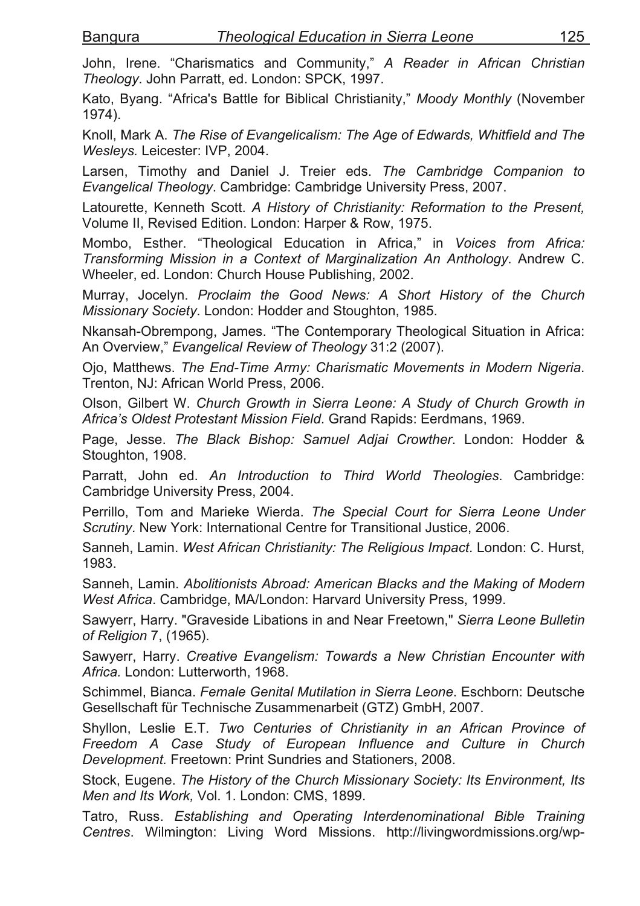John, Irene. "Charismatics and Community," *A Reader in African Christian Theology*. John Parratt, ed. London: SPCK, 1997.

Kato, Byang. "Africa's Battle for Biblical Christianity," *Moody Monthly* (November 1974).

Knoll, Mark A. *The Rise of Evangelicalism: The Age of Edwards, Whitfield and The Wesleys.* Leicester: IVP, 2004.

Larsen, Timothy and Daniel J. Treier eds. *The Cambridge Companion to Evangelical Theology*. Cambridge: Cambridge University Press, 2007.

Latourette, Kenneth Scott. *A History of Christianity: Reformation to the Present,* Volume II, Revised Edition. London: Harper & Row, 1975.

Mombo, Esther. "Theological Education in Africa," in *Voices from Africa: Transforming Mission in a Context of Marginalization An Anthology*. Andrew C. Wheeler, ed. London: Church House Publishing, 2002.

Murray, Jocelyn. *Proclaim the Good News: A Short History of the Church Missionary Society*. London: Hodder and Stoughton, 1985.

Nkansah-Obrempong, James. "The Contemporary Theological Situation in Africa: An Overview," *Evangelical Review of Theology* 31:2 (2007).

Ojo, Matthews. *The End-Time Army: Charismatic Movements in Modern Nigeria*. Trenton, NJ: African World Press, 2006.

Olson, Gilbert W. *Church Growth in Sierra Leone: A Study of Church Growth in Africa's Oldest Protestant Mission Field*. Grand Rapids: Eerdmans, 1969.

Page, Jesse. *The Black Bishop: Samuel Adjai Crowther*. London: Hodder & Stoughton, 1908.

Parratt, John ed. *An Introduction to Third World Theologies*. Cambridge: Cambridge University Press, 2004.

Perrillo, Tom and Marieke Wierda. *The Special Court for Sierra Leone Under Scrutiny*. New York: International Centre for Transitional Justice, 2006.

Sanneh, Lamin. *West African Christianity: The Religious Impact*. London: C. Hurst, 1983.

Sanneh, Lamin. *Abolitionists Abroad: American Blacks and the Making of Modern West Africa*. Cambridge, MA/London: Harvard University Press, 1999.

Sawyerr, Harry. "Graveside Libations in and Near Freetown," *Sierra Leone Bulletin of Religion* 7, (1965).

Sawyerr, Harry. *Creative Evangelism: Towards a New Christian Encounter with Africa.* London: Lutterworth, 1968.

Schimmel, Bianca. *Female Genital Mutilation in Sierra Leone*. Eschborn: Deutsche Gesellschaft für Technische Zusammenarbeit (GTZ) GmbH, 2007.

Shyllon, Leslie E.T. *Two Centuries of Christianity in an African Province of Freedom A Case Study of European Influence and Culture in Church Development.* Freetown: Print Sundries and Stationers, 2008.

Stock, Eugene. *The History of the Church Missionary Society: Its Environment, Its Men and Its Work,* Vol. 1. London: CMS, 1899.

Tatro, Russ. *Establishing and Operating Interdenominational Bible Training Centres*. Wilmington: Living Word Missions. http://livingwordmissions.org/wp-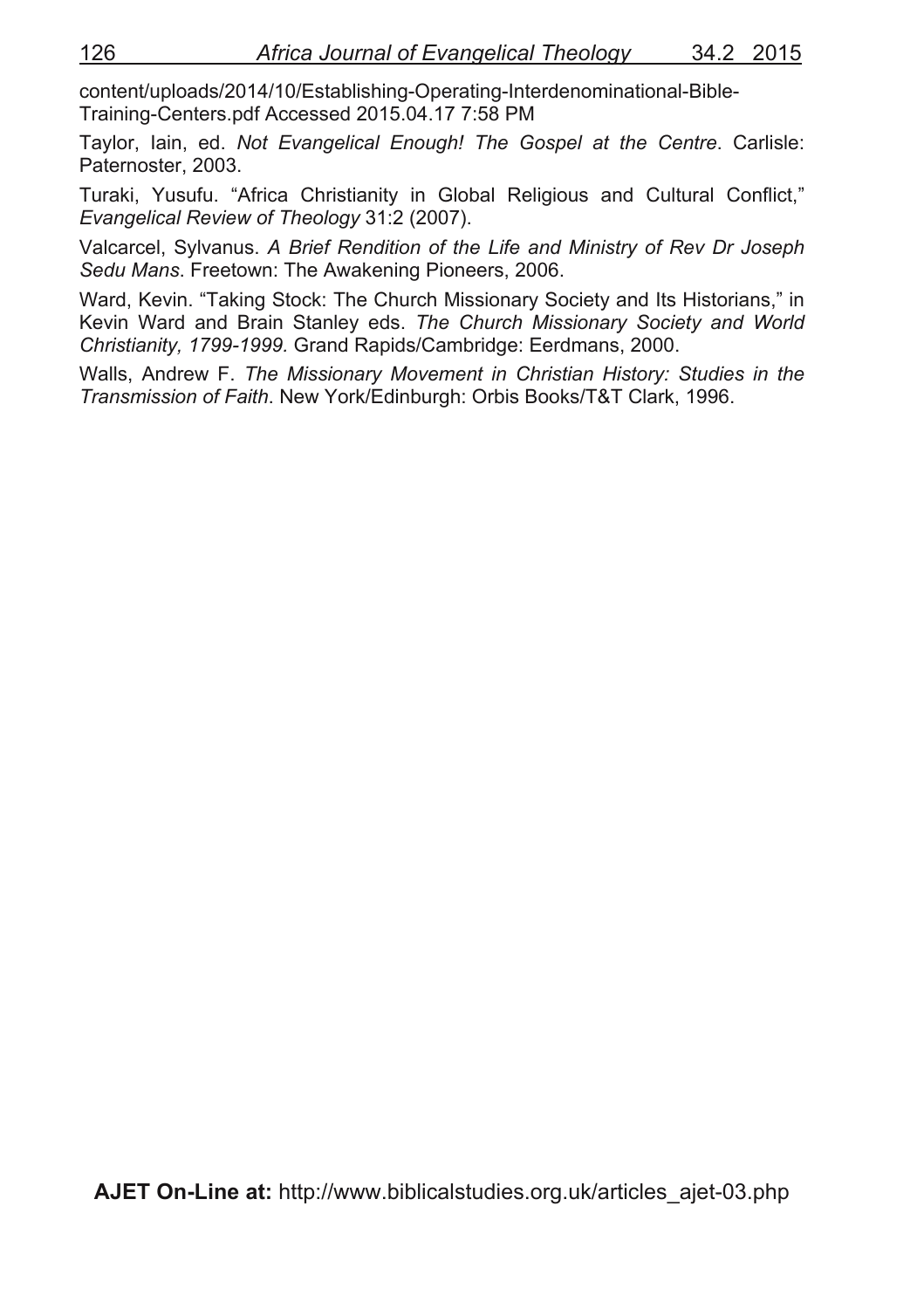content/uploads/2014/10/Establishing-Operating-Interdenominational-Bible-Training-Centers.pdf Accessed 2015.04.17 7:58 PM

Taylor, Iain, ed. *Not Evangelical Enough! The Gospel at the Centre*. Carlisle: Paternoster, 2003.

Turaki, Yusufu. "Africa Christianity in Global Religious and Cultural Conflict," *Evangelical Review of Theology* 31:2 (2007).

Valcarcel, Sylvanus. *A Brief Rendition of the Life and Ministry of Rev Dr Joseph Sedu Mans*. Freetown: The Awakening Pioneers, 2006.

Ward, Kevin. "Taking Stock: The Church Missionary Society and Its Historians," in Kevin Ward and Brain Stanley eds. *The Church Missionary Society and World Christianity, 1799-1999.* Grand Rapids/Cambridge: Eerdmans, 2000.

Walls, Andrew F. *The Missionary Movement in Christian History: Studies in the Transmission of Faith*. New York/Edinburgh: Orbis Books/T&T Clark, 1996.

**AJET On-Line at:** http://www.biblicalstudies.org.uk/articles_ajet-03.php